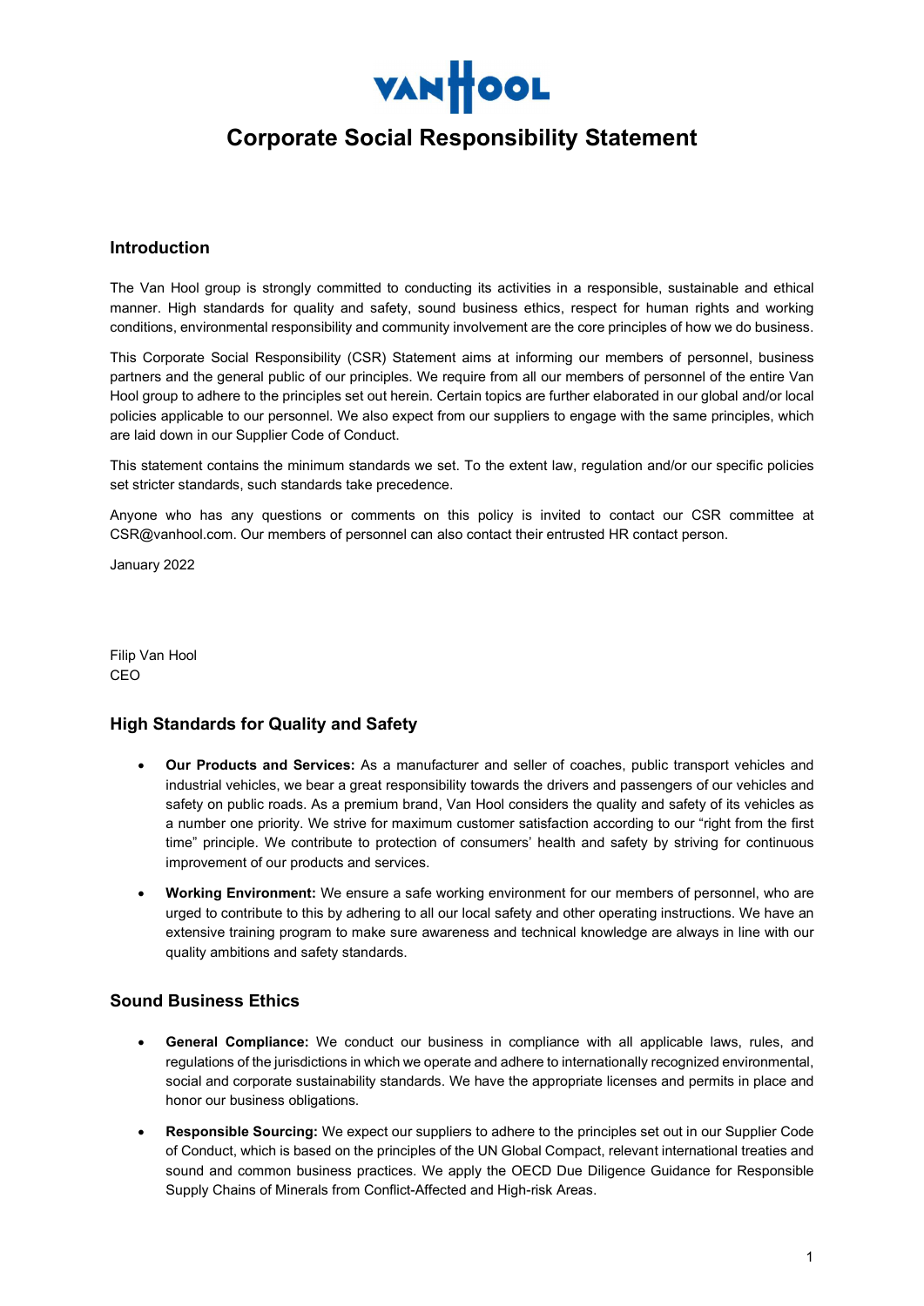# Corporate Social Responsibility Statement

## Introduction

The Van Hool group is strongly committed to conducting its activities in a responsible, sustainable and ethical manner. High standards for quality and safety, sound business ethics, respect for human rights and working conditions, environmental responsibility and community involvement are the core principles of how we do business.

This Corporate Social Responsibility (CSR) Statement aims at informing our members of personnel, business partners and the general public of our principles. We require from all our members of personnel of the entire Van Hool group to adhere to the principles set out herein. Certain topics are further elaborated in our global and/or local policies applicable to our personnel. We also expect from our suppliers to engage with the same principles, which are laid down in our Supplier Code of Conduct.

This statement contains the minimum standards we set. To the extent law, regulation and/or our specific policies set stricter standards, such standards take precedence.

Anyone who has any questions or comments on this policy is invited to contact our CSR committee at CSR@vanhool.com. Our members of personnel can also contact their entrusted HR contact person.

January 2022

Filip Van Hool
CEO

## High Standards for Quality and Safety

- **Our Products and Services:** As a manufacturer and seller of coaches, public transport vehicles and industrial vehicles, we bear a great responsibility towards the drivers and passengers of our vehicles and safety on public roads. As a premium brand, Van Hool considers the quality and safety of its vehicles as a number one priority. We strive for maximum customer satisfaction according to our "right from the first time" principle. We contribute to protection of consumers' health and safety by striving for continuous improvement of our products and services.
- **Working Environment:** We ensure a safe working environment for our members of personnel, who are urged to contribute to this by adhering to all our local safety and other operating instructions. We have an extensive training program to make sure awareness and technical knowledge are always in line with our quality ambitions and safety standards.

## Sound Business Ethics

- **General Compliance:** We conduct our business in compliance with all applicable laws, rules, and regulations of the jurisdictions in which we operate and adhere to internationally recognized environmental, social and corporate sustainability standards. We have the appropriate licenses and permits in place and honor our business obligations.
- **Responsible Sourcing:** We expect our suppliers to adhere to the principles set out in our Supplier Code of Conduct, which is based on the principles of the UN Global Compact, relevant international treaties and sound and common business practices. We apply the OECD Due Diligence Guidance for Responsible Supply Chains of Minerals from Conflict-Affected and High-risk Areas.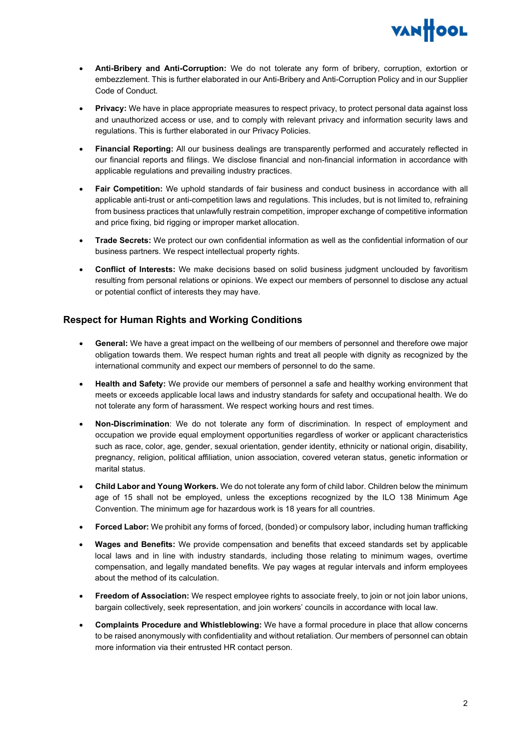- **Anti-Bribery and Anti-Corruption:** We do not tolerate any form of bribery, corruption, extortion or embezzlement. This is further elaborated in our Anti-Bribery and Anti-Corruption Policy and in our Supplier Code of Conduct.

- **Privacy:** We have in place appropriate measures to respect privacy, to protect personal data against loss and unauthorized access or use, and to comply with relevant privacy and information security laws and regulations. This is further elaborated in our Privacy Policies.

- **Financial Reporting:** All our business dealings are transparently performed and accurately reflected in our financial reports and filings. We disclose financial and non-financial information in accordance with applicable regulations and prevailing industry practices.

- **Fair Competition:** We uphold standards of fair business and conduct business in accordance with all applicable anti-trust or anti-competition laws and regulations. This includes, but is not limited to, refraining from business practices that unlawfully restrain competition, improper exchange of competitive information and price fixing, bid rigging or improper market allocation.

- **Trade Secrets:** We protect our own confidential information as well as the confidential information of our business partners. We respect intellectual property rights.

- **Conflict of Interests:** We make decisions based on solid business judgment unclouded by favoritism resulting from personal relations or opinions. We expect our members of personnel to disclose any actual or potential conflict of interests they may have.

## Respect for Human Rights and Working Conditions

- **General:** We have a great impact on the wellbeing of our members of personnel and therefore owe major obligation towards them. We respect human rights and treat all people with dignity as recognized by the international community and expect our members of personnel to do the same.

- **Health and Safety:** We provide our members of personnel a safe and healthy working environment that meets or exceeds applicable local laws and industry standards for safety and occupational health. We do not tolerate any form of harassment. We respect working hours and rest times.

- **Non-Discrimination**: We do not tolerate any form of discrimination. In respect of employment and occupation we provide equal employment opportunities regardless of worker or applicant characteristics such as race, color, age, gender, sexual orientation, gender identity, ethnicity or national origin, disability, pregnancy, religion, political affiliation, union association, covered veteran status, genetic information or marital status.

- **Child Labor and Young Workers.** We do not tolerate any form of child labor. Children below the minimum age of 15 shall not be employed, unless the exceptions recognized by the ILO 138 Minimum Age Convention. The minimum age for hazardous work is 18 years for all countries.

- **Forced Labor:** We prohibit any forms of forced, (bonded) or compulsory labor, including human trafficking

- **Wages and Benefits:** We provide compensation and benefits that exceed standards set by applicable local laws and in line with industry standards, including those relating to minimum wages, overtime compensation, and legally mandated benefits. We pay wages at regular intervals and inform employees about the method of its calculation.

- **Freedom of Association:** We respect employee rights to associate freely, to join or not join labor unions, bargain collectively, seek representation, and join workers' councils in accordance with local law.

- **Complaints Procedure and Whistleblowing:** We have a formal procedure in place that allow concerns to be raised anonymously with confidentiality and without retaliation. Our members of personnel can obtain more information via their entrusted HR contact person.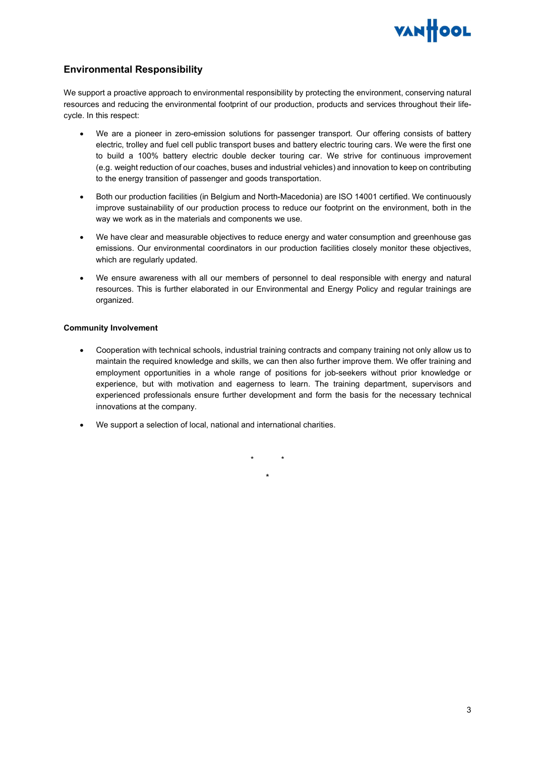## Environmental Responsibility

We support a proactive approach to environmental responsibility by protecting the environment, conserving natural resources and reducing the environmental footprint of our production, products and services throughout their life-cycle. In this respect:

- We are a pioneer in zero-emission solutions for passenger transport. Our offering consists of battery electric, trolley and fuel cell public transport buses and battery electric touring cars. We were the first one to build a 100% battery electric double decker touring car. We strive for continuous improvement (e.g. weight reduction of our coaches, buses and industrial vehicles) and innovation to keep on contributing to the energy transition of passenger and goods transportation.

- Both our production facilities (in Belgium and North-Macedonia) are ISO 14001 certified. We continuously improve sustainability of our production process to reduce our footprint on the environment, both in the way we work as in the materials and components we use.

- We have clear and measurable objectives to reduce energy and water consumption and greenhouse gas emissions. Our environmental coordinators in our production facilities closely monitor these objectives, which are regularly updated.

- We ensure awareness with all our members of personnel to deal responsible with energy and natural resources. This is further elaborated in our Environmental and Energy Policy and regular trainings are organized.

**Community Involvement**

- Cooperation with technical schools, industrial training contracts and company training not only allow us to maintain the required knowledge and skills, we can then also further improve them. We offer training and employment opportunities in a whole range of positions for job-seekers without prior knowledge or experience, but with motivation and eagerness to learn. The training department, supervisors and experienced professionals ensure further development and form the basis for the necessary technical innovations at the company.

- We support a selection of local, national and international charities.

\*   \*

\*